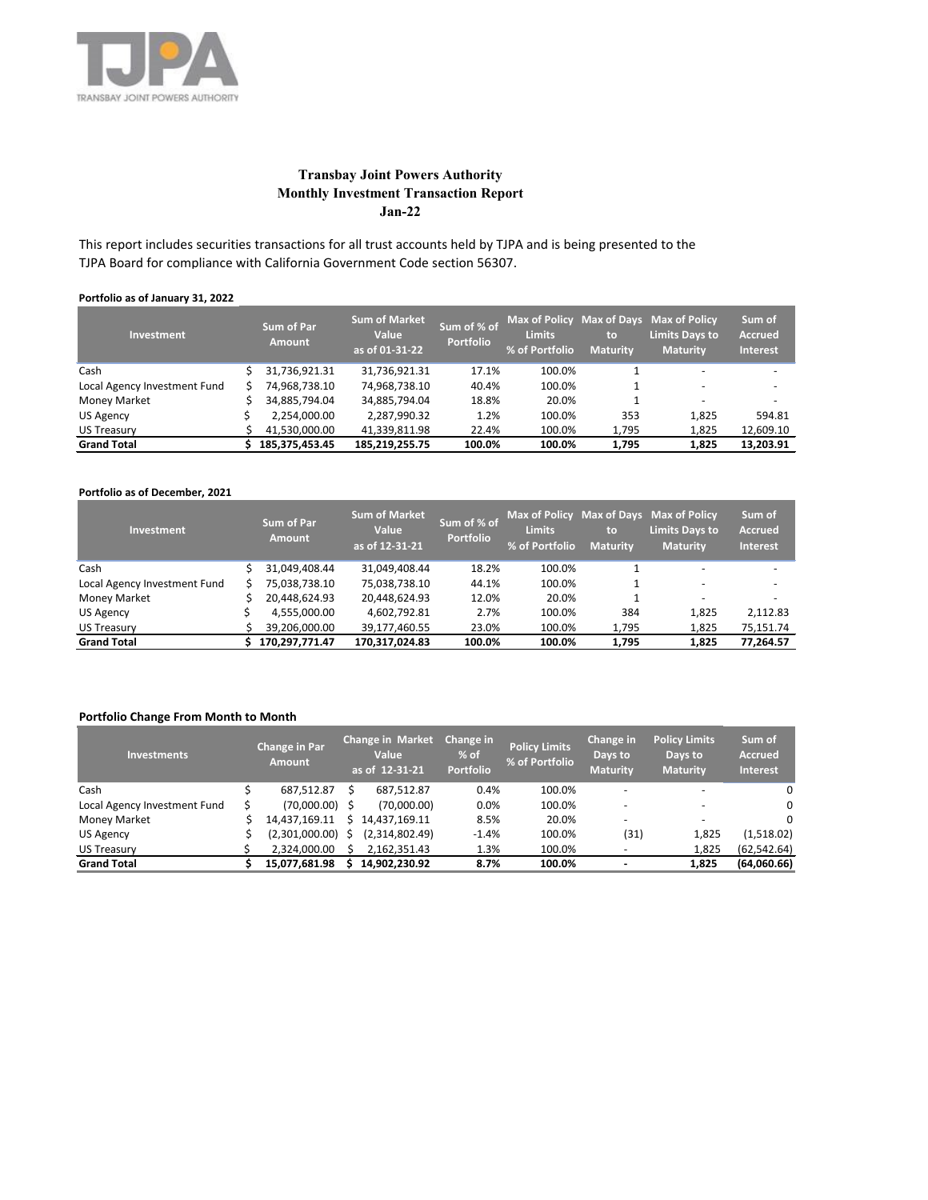TJPA

TRANSBAY JOINT POWERS AUTHORITY

# Transbay Joint Powers Authority
## Monthly Investment Transaction Report
## Jan-22

This report includes securities transactions for all trust accounts held by TJPA and is being presented to the TJPA Board for compliance with California Government Code section 56307.

**Portfolio as of January 31, 2022**

| Investment | Sum of Par Amount | Sum of Market Value as of 01-31-22 | Sum of % of Portfolio | Max of Policy Limits % of Portfolio | Max of Days to Maturity | Max of Policy Limits Days to Maturity | Sum of Accrued Interest |
|---|---|---|---|---|---|---|---|
| Cash | $ 31,736,921.31 | 31,736,921.31 | 17.1% | 100.0% | 1 | - | - |
| Local Agency Investment Fund | $ 74,968,738.10 | 74,968,738.10 | 40.4% | 100.0% | 1 | - | - |
| Money Market | $ 34,885,794.04 | 34,885,794.04 | 18.8% | 20.0% | 1 | - | - |
| US Agency | $ 2,254,000.00 | 2,287,990.32 | 1.2% | 100.0% | 353 | 1,825 | 594.81 |
| US Treasury | $ 41,530,000.00 | 41,339,811.98 | 22.4% | 100.0% | 1,795 | 1,825 | 12,609.10 |
| **Grand Total** | **$ 185,375,453.45** | **185,219,255.75** | **100.0%** | **100.0%** | **1,795** | **1,825** | **13,203.91** |

**Portfolio as of December, 2021**

| Investment | Sum of Par Amount | Sum of Market Value as of 12-31-21 | Sum of % of Portfolio | Max of Policy Limits % of Portfolio | Max of Days to Maturity | Max of Policy Limits Days to Maturity | Sum of Accrued Interest |
|---|---|---|---|---|---|---|---|
| Cash | $ 31,049,408.44 | 31,049,408.44 | 18.2% | 100.0% | 1 | - | - |
| Local Agency Investment Fund | $ 75,038,738.10 | 75,038,738.10 | 44.1% | 100.0% | 1 | - | - |
| Money Market | $ 20,448,624.93 | 20,448,624.93 | 12.0% | 20.0% | 1 | - | - |
| US Agency | $ 4,555,000.00 | 4,602,792.81 | 2.7% | 100.0% | 384 | 1,825 | 2,112.83 |
| US Treasury | $ 39,206,000.00 | 39,177,460.55 | 23.0% | 100.0% | 1,795 | 1,825 | 75,151.74 |
| **Grand Total** | **$ 170,297,771.47** | **170,317,024.83** | **100.0%** | **100.0%** | **1,795** | **1,825** | **77,264.57** |

**Portfolio Change From Month to Month**

| Investments | Change in Par Amount | Change in Market Value as of 12-31-21 | Change in % of Portfolio | Policy Limits % of Portfolio | Change in Days to Maturity | Policy Limits Days to Maturity | Sum of Accrued Interest |
|---|---|---|---|---|---|---|---|
| Cash | $ 687,512.87 | $ 687,512.87 | 0.4% | 100.0% | - | - | 0 |
| Local Agency Investment Fund | $ (70,000.00) | $ (70,000.00) | 0.0% | 100.0% | - | - | 0 |
| Money Market | $ 14,437,169.11 | $ 14,437,169.11 | 8.5% | 20.0% | - | - | 0 |
| US Agency | $ (2,301,000.00) | $ (2,314,802.49) | -1.4% | 100.0% | (31) | 1,825 | (1,518.02) |
| US Treasury | $ 2,324,000.00 | $ 2,162,351.43 | 1.3% | 100.0% | - | 1,825 | (62,542.64) |
| **Grand Total** | **$ 15,077,681.98** | **$ 14,902,230.92** | **8.7%** | **100.0%** | **-** | **1,825** | **(64,060.66)** |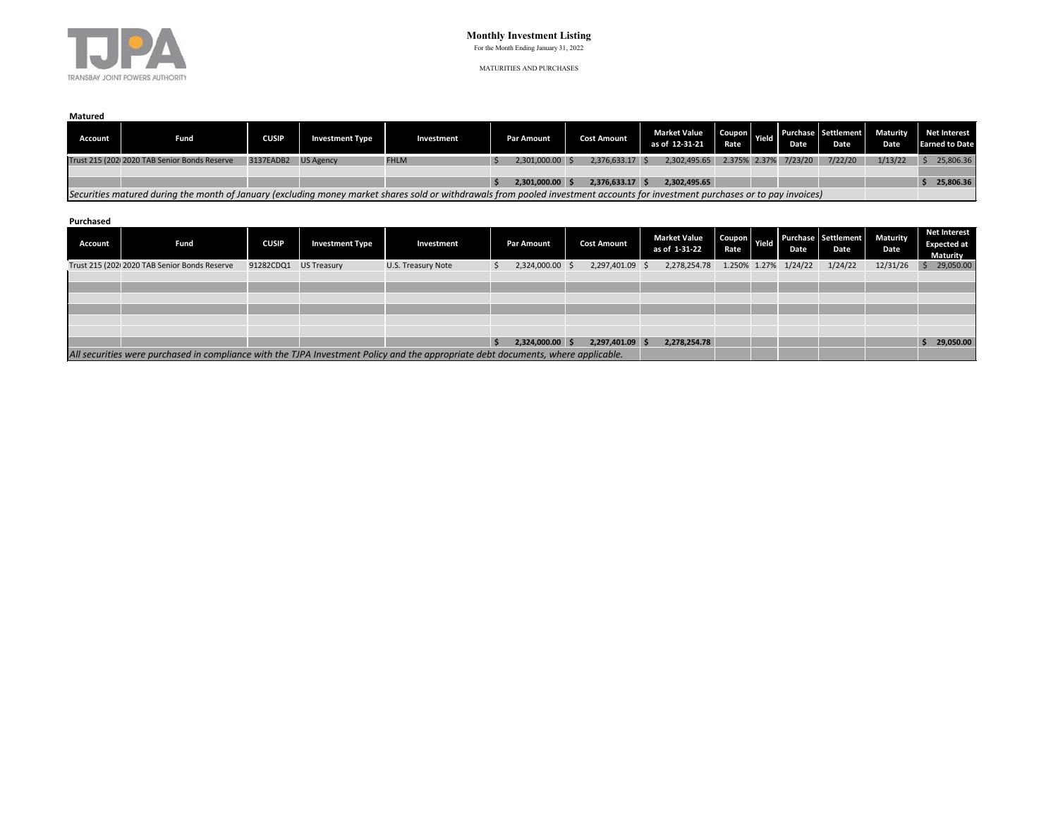TRANSBAY JOINT POWERS AUTHORITY

# Monthly Investment Listing

For the Month Ending January 31, 2022

MATURITIES AND PURCHASES

**Matured**

| Account | Fund | CUSIP | Investment Type | Investment | Par Amount | Cost Amount | Market Value as of 12-31-21 | Coupon Rate | Yield | Purchase Date | Settlement Date | Maturity Date | Net Interest Earned to Date |
|---|---|---|---|---|---|---|---|---|---|---|---|---|---|
| Trust 215 (202 | 2020 TAB Senior Bonds Reserve | 3137EADB2 | US Agency | FHLM | $ 2,301,000.00 | $ 2,376,633.17 | $ 2,302,495.65 | 2.375% | 2.37% | 7/23/20 | 7/22/20 | 1/13/22 | $ 25,806.36 |
| | | | | | | | | | | | | | |
| | | | | | **$ 2,301,000.00** | **$ 2,376,633.17** | **$ 2,302,495.65** | | | | | | **$ 25,806.36** |

*Securities matured during the month of January (excluding money market shares sold or withdrawals from pooled investment accounts for investment purchases or to pay invoices)*

**Purchased**

| Account | Fund | CUSIP | Investment Type | Investment | Par Amount | Cost Amount | Market Value as of 1-31-22 | Coupon Rate | Yield | Purchase Date | Settlement Date | Maturity Date | Net Interest Expected at Maturity |
|---|---|---|---|---|---|---|---|---|---|---|---|---|---|
| Trust 215 (202 | 2020 TAB Senior Bonds Reserve | 91282CDQ1 | US Treasury | U.S. Treasury Note | $ 2,324,000.00 | $ 2,297,401.09 | $ 2,278,254.78 | 1.250% | 1.27% | 1/24/22 | 1/24/22 | 12/31/26 | $ 29,050.00 |
| | | | | | | | | | | | | | |
| | | | | | | | | | | | | | |
| | | | | | | | | | | | | | |
| | | | | | | | | | | | | | |
| | | | | | | | | | | | | | |
| | | | | | | | | | | | | | |
| | | | | | **$ 2,324,000.00** | **$ 2,297,401.09** | **$ 2,278,254.78** | | | | | | **$ 29,050.00** |

*All securities were purchased in compliance with the TJPA Investment Policy and the appropriate debt documents, where applicable.*